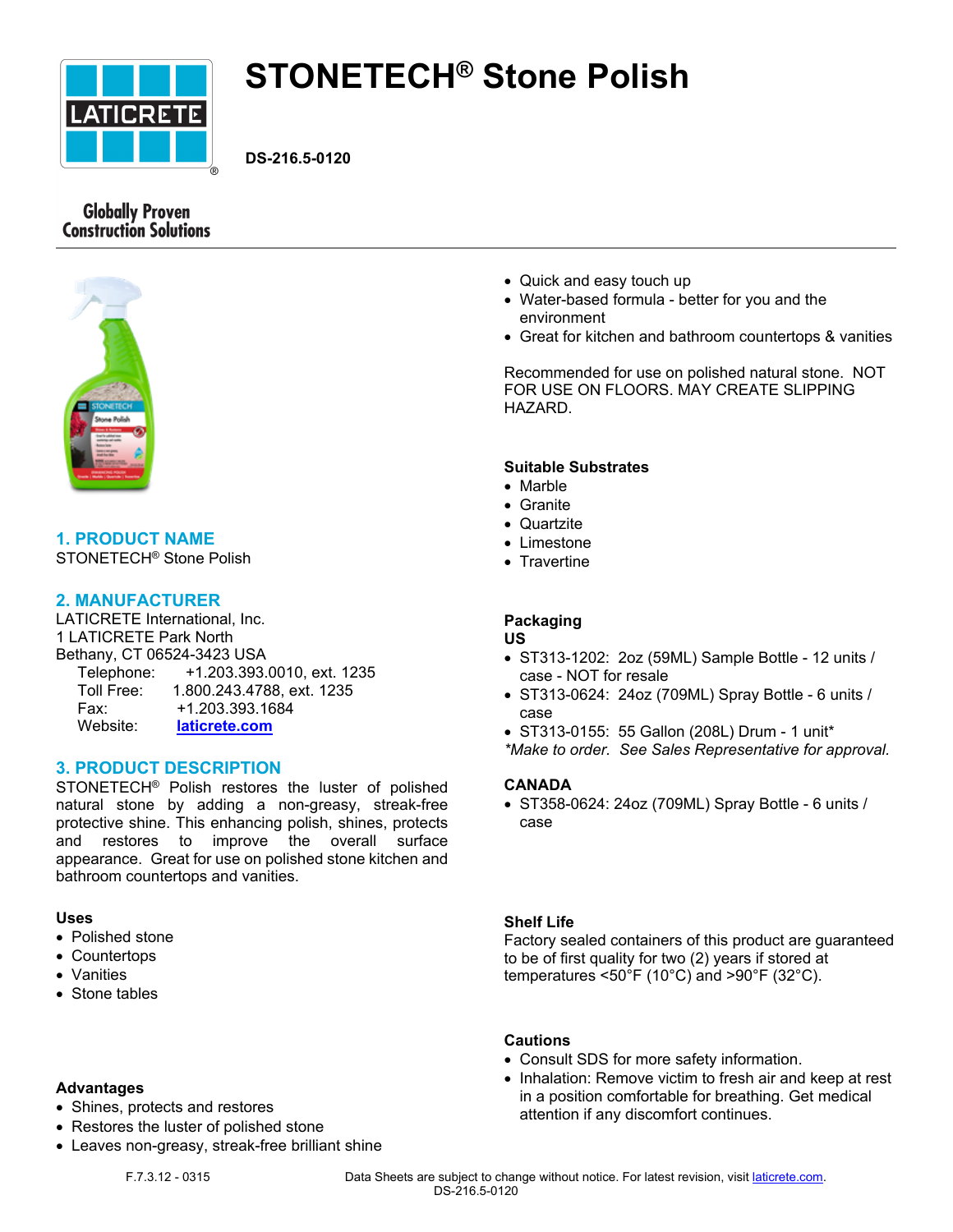# STONETECH® Stone Polish

**DS-216.5-0120**

Globally Proven Construction Solutions

## 1. PRODUCT NAME

STONETECH® Stone Polish

## 2. MANUFACTURER

LATICRETE International, Inc.
1 LATICRETE Park North
Bethany, CT 06524-3423 USA

| | |
|---|---|
| Telephone: | +1.203.393.0010, ext. 1235 |
| Toll Free: | 1.800.243.4788, ext. 1235 |
| Fax: | +1.203.393.1684 |
| Website: | laticrete.com |

## 3. PRODUCT DESCRIPTION

STONETECH® Polish restores the luster of polished natural stone by adding a non-greasy, streak-free protective shine. This enhancing polish, shines, protects and restores to improve the overall surface appearance. Great for use on polished stone kitchen and bathroom countertops and vanities.

### Uses

- Polished stone
- Countertops
- Vanities
- Stone tables

### Advantages

- Shines, protects and restores
- Restores the luster of polished stone
- Leaves non-greasy, streak-free brilliant shine
- Quick and easy touch up
- Water-based formula - better for you and the environment
- Great for kitchen and bathroom countertops & vanities

Recommended for use on polished natural stone. NOT FOR USE ON FLOORS. MAY CREATE SLIPPING HAZARD.

### Suitable Substrates

- Marble
- Granite
- Quartzite
- Limestone
- Travertine

### Packaging

**US**

- ST313-1202: 2oz (59ML) Sample Bottle - 12 units / case - NOT for resale
- ST313-0624: 24oz (709ML) Spray Bottle - 6 units / case
- ST313-0155: 55 Gallon (208L) Drum - 1 unit*

*\*Make to order. See Sales Representative for approval.*

**CANADA**

- ST358-0624: 24oz (709ML) Spray Bottle - 6 units / case

### Shelf Life

Factory sealed containers of this product are guaranteed to be of first quality for two (2) years if stored at temperatures <50°F (10°C) and >90°F (32°C).

### Cautions

- Consult SDS for more safety information.
- Inhalation: Remove victim to fresh air and keep at rest in a position comfortable for breathing. Get medical attention if any discomfort continues.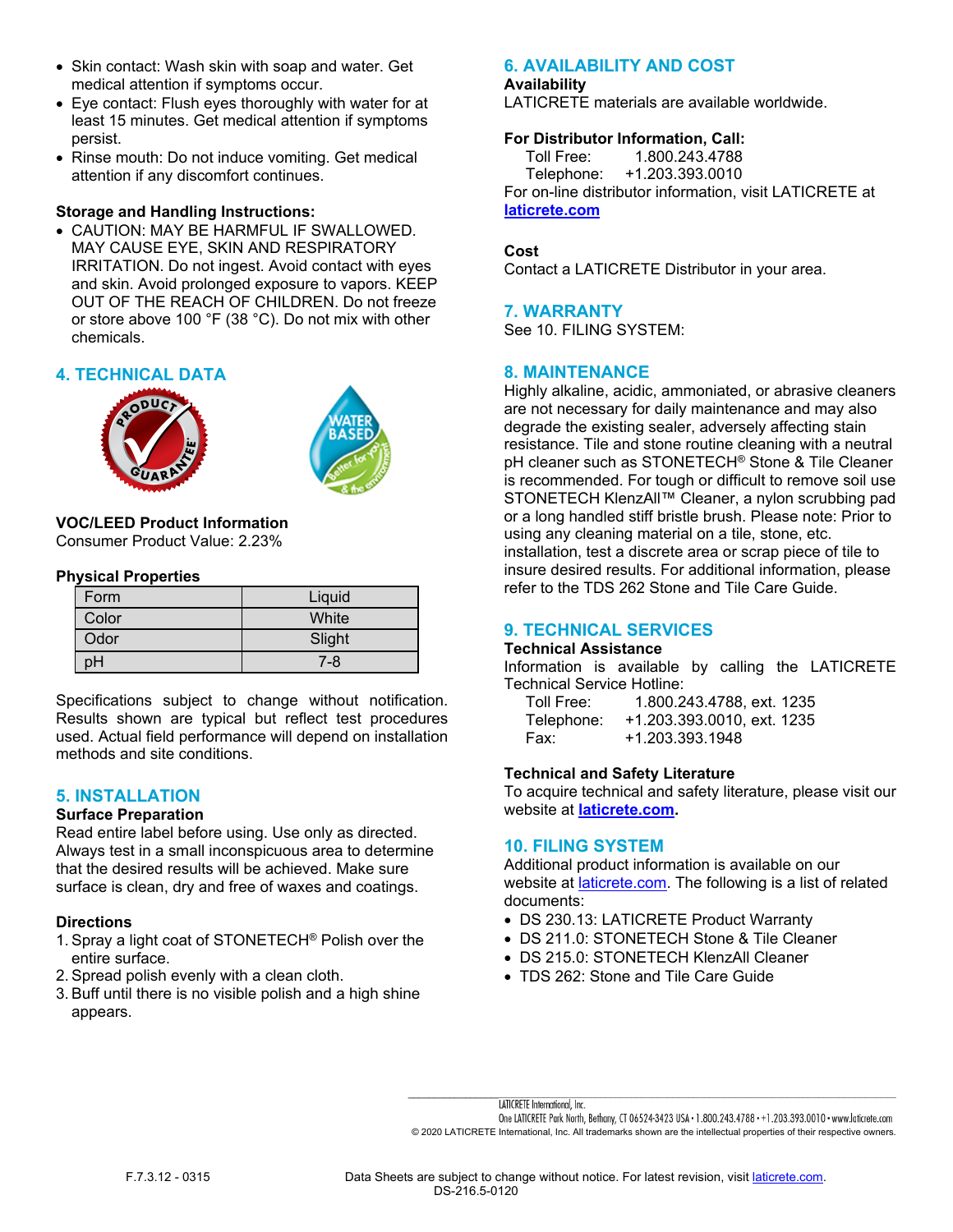- Skin contact: Wash skin with soap and water. Get medical attention if symptoms occur.
- Eye contact: Flush eyes thoroughly with water for at least 15 minutes. Get medical attention if symptoms persist.
- Rinse mouth: Do not induce vomiting. Get medical attention if any discomfort continues.

**Storage and Handling Instructions:**

- CAUTION: MAY BE HARMFUL IF SWALLOWED. MAY CAUSE EYE, SKIN AND RESPIRATORY IRRITATION. Do not ingest. Avoid contact with eyes and skin. Avoid prolonged exposure to vapors. KEEP OUT OF THE REACH OF CHILDREN. Do not freeze or store above 100 °F (38 °C). Do not mix with other chemicals.

## 4. TECHNICAL DATA

**VOC/LEED Product Information**

Consumer Product Value: 2.23%

**Physical Properties**

| | |
|---|---|
| Form | Liquid |
| Color | White |
| Odor | Slight |
| pH | 7-8 |

Specifications subject to change without notification. Results shown are typical but reflect test procedures used. Actual field performance will depend on installation methods and site conditions.

## 5. INSTALLATION

**Surface Preparation**

Read entire label before using. Use only as directed. Always test in a small inconspicuous area to determine that the desired results will be achieved. Make sure surface is clean, dry and free of waxes and coatings.

**Directions**

1. Spray a light coat of STONETECH® Polish over the entire surface.
2. Spread polish evenly with a clean cloth.
3. Buff until there is no visible polish and a high shine appears.

## 6. AVAILABILITY AND COST

**Availability**

LATICRETE materials are available worldwide.

**For Distributor Information, Call:**

Toll Free: 1.800.243.4788
Telephone: +1.203.393.0010

For on-line distributor information, visit LATICRETE at **laticrete.com**

**Cost**

Contact a LATICRETE Distributor in your area.

## 7. WARRANTY

See 10. FILING SYSTEM:

## 8. MAINTENANCE

Highly alkaline, acidic, ammoniated, or abrasive cleaners are not necessary for daily maintenance and may also degrade the existing sealer, adversely affecting stain resistance. Tile and stone routine cleaning with a neutral pH cleaner such as STONETECH® Stone & Tile Cleaner is recommended. For tough or difficult to remove soil use STONETECH KlenzAll™ Cleaner, a nylon scrubbing pad or a long handled stiff bristle brush. Please note: Prior to using any cleaning material on a tile, stone, etc. installation, test a discrete area or scrap piece of tile to insure desired results. For additional information, please refer to the TDS 262 Stone and Tile Care Guide.

## 9. TECHNICAL SERVICES

**Technical Assistance**

Information is available by calling the LATICRETE Technical Service Hotline:

Toll Free: 1.800.243.4788, ext. 1235
Telephone: +1.203.393.0010, ext. 1235
Fax: +1.203.393.1948

**Technical and Safety Literature**

To acquire technical and safety literature, please visit our website at **laticrete.com**.

## 10. FILING SYSTEM

Additional product information is available on our website at laticrete.com. The following is a list of related documents:

- DS 230.13: LATICRETE Product Warranty
- DS 211.0: STONETECH Stone & Tile Cleaner
- DS 215.0: STONETECH KlenzAll Cleaner
- TDS 262: Stone and Tile Care Guide

LATICRETE International, Inc.
One LATICRETE Park North, Bethany, CT 06524-3423 USA • 1.800.243.4788 • +1.203.393.0010 • www.laticrete.com
© 2020 LATICRETE International, Inc. All trademarks shown are the intellectual properties of their respective owners.

F.7.3.12 - 0315

Data Sheets are subject to change without notice. For latest revision, visit laticrete.com.
DS-216.5-0120